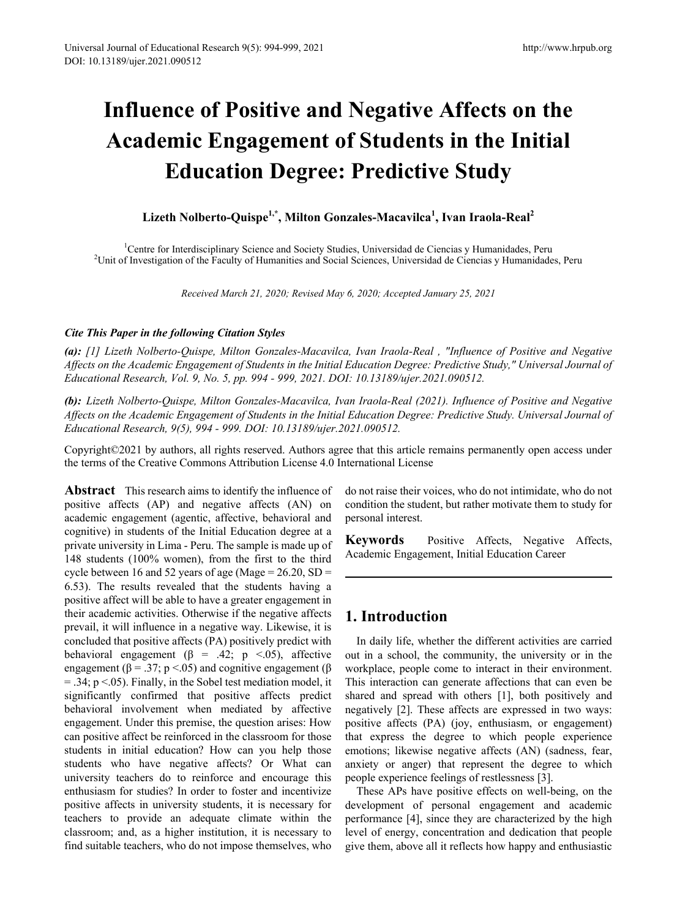# Influence of Positive and Negative Affects on the Academic Engagement of Students in the Initial Education Degree: Predictive Study

**Lizeth Nolberto-Quispe[1,*], Milton Gonzales-Macavilca[1], Ivan Iraola-Real[2]**

[1]Centre for Interdisciplinary Science and Society Studies, Universidad de Ciencias y Humanidades, Peru
[2]Unit of Investigation of the Faculty of Humanities and Social Sciences, Universidad de Ciencias y Humanidades, Peru

*Received March 21, 2020; Revised May 6, 2020; Accepted January 25, 2021*

***Cite This Paper in the following Citation Styles***

***(a):*** *[1] Lizeth Nolberto-Quispe, Milton Gonzales-Macavilca, Ivan Iraola-Real , "Influence of Positive and Negative Affects on the Academic Engagement of Students in the Initial Education Degree: Predictive Study," Universal Journal of Educational Research, Vol. 9, No. 5, pp. 994 - 999, 2021. DOI: 10.13189/ujer.2021.090512.*

***(b):*** *Lizeth Nolberto-Quispe, Milton Gonzales-Macavilca, Ivan Iraola-Real (2021). Influence of Positive and Negative Affects on the Academic Engagement of Students in the Initial Education Degree: Predictive Study. Universal Journal of Educational Research, 9(5), 994 - 999. DOI: 10.13189/ujer.2021.090512.*

Copyright©2021 by authors, all rights reserved. Authors agree that this article remains permanently open access under the terms of the Creative Commons Attribution License 4.0 International License

**Abstract** This research aims to identify the influence of positive affects (AP) and negative affects (AN) on academic engagement (agentic, affective, behavioral and cognitive) in students of the Initial Education degree at a private university in Lima - Peru. The sample is made up of 148 students (100% women), from the first to the third cycle between 16 and 52 years of age (Mage = 26.20, SD = 6.53). The results revealed that the students having a positive affect will be able to have a greater engagement in their academic activities. Otherwise if the negative affects prevail, it will influence in a negative way. Likewise, it is concluded that positive affects (PA) positively predict with behavioral engagement ($\beta$ = .42; $p$ <.05), affective engagement ($\beta$ = .37; $p$ <.05) and cognitive engagement ($\beta$ = .34; $p$ <.05). Finally, in the Sobel test mediation model, it significantly confirmed that positive affects predict behavioral involvement when mediated by affective engagement. Under this premise, the question arises: How can positive affect be reinforced in the classroom for those students in initial education? How can you help those students who have negative affects? Or What can university teachers do to reinforce and encourage this enthusiasm for studies? In order to foster and incentivize positive affects in university students, it is necessary for teachers to provide an adequate climate within the classroom; and, as a higher institution, it is necessary to find suitable teachers, who do not impose themselves, who do not raise their voices, who do not intimidate, who do not condition the student, but rather motivate them to study for personal interest.

**Keywords** Positive Affects, Negative Affects, Academic Engagement, Initial Education Career

## 1. Introduction

In daily life, whether the different activities are carried out in a school, the community, the university or in the workplace, people come to interact in their environment. This interaction can generate affections that can even be shared and spread with others [1], both positively and negatively [2]. These affects are expressed in two ways: positive affects (PA) (joy, enthusiasm, or engagement) that express the degree to which people experience emotions; likewise negative affects (AN) (sadness, fear, anxiety or anger) that represent the degree to which people experience feelings of restlessness [3].

These APs have positive effects on well-being, on the development of personal engagement and academic performance [4], since they are characterized by the high level of energy, concentration and dedication that people give them, above all it reflects how happy and enthusiastic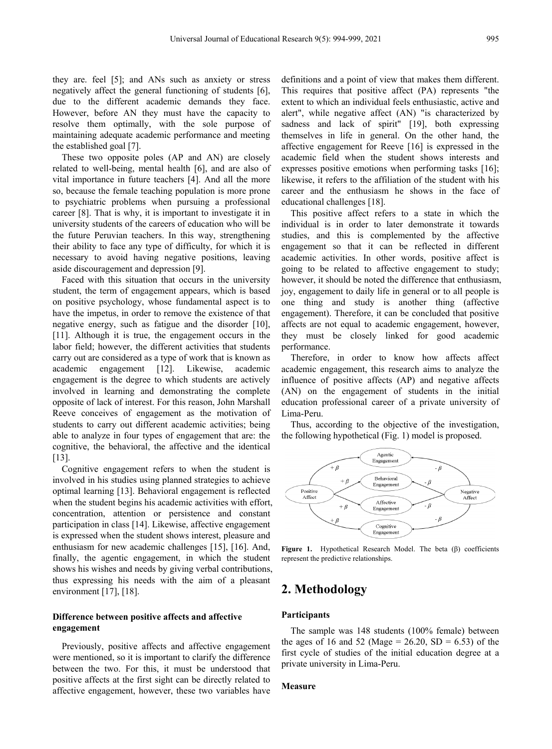they are. feel [5]; and ANs such as anxiety or stress negatively affect the general functioning of students [6], due to the different academic demands they face. However, before AN they must have the capacity to resolve them optimally, with the sole purpose of maintaining adequate academic performance and meeting the established goal [7].

These two opposite poles (AP and AN) are closely related to well-being, mental health [6], and are also of vital importance in future teachers [4]. And all the more so, because the female teaching population is more prone to psychiatric problems when pursuing a professional career [8]. That is why, it is important to investigate it in university students of the careers of education who will be the future Peruvian teachers. In this way, strengthening their ability to face any type of difficulty, for which it is necessary to avoid having negative positions, leaving aside discouragement and depression [9].

Faced with this situation that occurs in the university student, the term of engagement appears, which is based on positive psychology, whose fundamental aspect is to have the impetus, in order to remove the existence of that negative energy, such as fatigue and the disorder [10], [11]. Although it is true, the engagement occurs in the labor field; however, the different activities that students carry out are considered as a type of work that is known as academic engagement [12]. Likewise, academic engagement is the degree to which students are actively involved in learning and demonstrating the complete opposite of lack of interest. For this reason, John Marshall Reeve conceives of engagement as the motivation of students to carry out different academic activities; being able to analyze in four types of engagement that are: the cognitive, the behavioral, the affective and the identical [13].

Cognitive engagement refers to when the student is involved in his studies using planned strategies to achieve optimal learning [13]. Behavioral engagement is reflected when the student begins his academic activities with effort, concentration, attention or persistence and constant participation in class [14]. Likewise, affective engagement is expressed when the student shows interest, pleasure and enthusiasm for new academic challenges [15], [16]. And, finally, the agentic engagement, in which the student shows his wishes and needs by giving verbal contributions, thus expressing his needs with the aim of a pleasant environment [17], [18].

### Difference between positive affects and affective engagement

Previously, positive affects and affective engagement were mentioned, so it is important to clarify the difference between the two. For this, it must be understood that positive affects at the first sight can be directly related to affective engagement, however, these two variables have definitions and a point of view that makes them different. This requires that positive affect (PA) represents "the extent to which an individual feels enthusiastic, active and alert", while negative affect (AN) "is characterized by sadness and lack of spirit" [19], both expressing themselves in life in general. On the other hand, the affective engagement for Reeve [16] is expressed in the academic field when the student shows interests and expresses positive emotions when performing tasks [16]; likewise, it refers to the affiliation of the student with his career and the enthusiasm he shows in the face of educational challenges [18].

This positive affect refers to a state in which the individual is in order to later demonstrate it towards studies, and this is complemented by the affective engagement so that it can be reflected in different academic activities. In other words, positive affect is going to be related to affective engagement to study; however, it should be noted the difference that enthusiasm, joy, engagement to daily life in general or to all people is one thing and study is another thing (affective engagement). Therefore, it can be concluded that positive affects are not equal to academic engagement, however, they must be closely linked for good academic performance.

Therefore, in order to know how affects affect academic engagement, this research aims to analyze the influence of positive affects (AP) and negative affects (AN) on the engagement of students in the initial education professional career of a private university of Lima-Peru.

Thus, according to the objective of the investigation, the following hypothetical (Fig. 1) model is proposed.

**Figure 1.** Hypothetical Research Model. The beta (β) coefficients represent the predictive relationships.

## 2. Methodology

### Participants

The sample was 148 students (100% female) between the ages of 16 and 52 (Mage = 26.20, SD = 6.53) of the first cycle of studies of the initial education degree at a private university in Lima-Peru.

### Measure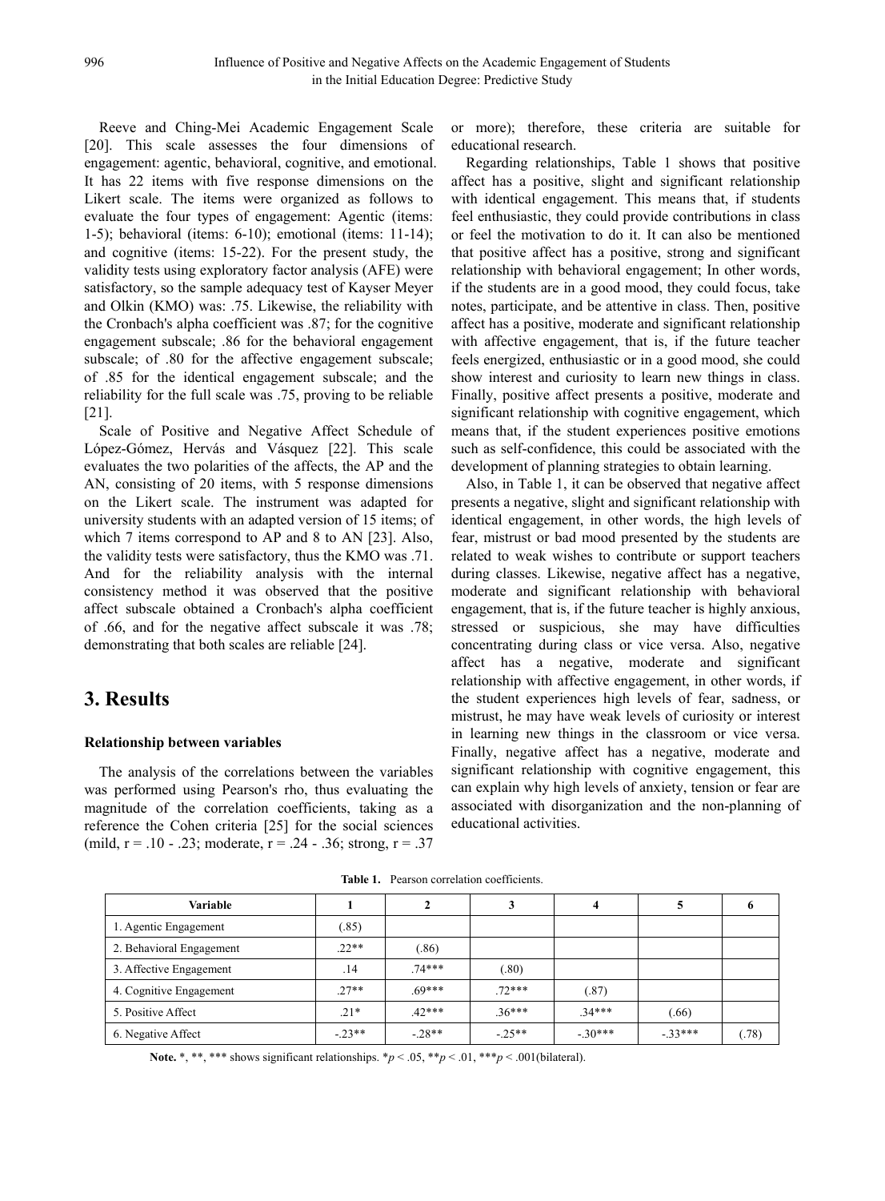Reeve and Ching-Mei Academic Engagement Scale [20]. This scale assesses the four dimensions of engagement: agentic, behavioral, cognitive, and emotional. It has 22 items with five response dimensions on the Likert scale. The items were organized as follows to evaluate the four types of engagement: Agentic (items: 1-5); behavioral (items: 6-10); emotional (items: 11-14); and cognitive (items: 15-22). For the present study, the validity tests using exploratory factor analysis (AFE) were satisfactory, so the sample adequacy test of Kayser Meyer and Olkin (KMO) was: .75. Likewise, the reliability with the Cronbach's alpha coefficient was .87; for the cognitive engagement subscale; .86 for the behavioral engagement subscale; of .80 for the affective engagement subscale; of .85 for the identical engagement subscale; and the reliability for the full scale was .75, proving to be reliable [21].

Scale of Positive and Negative Affect Schedule of López-Gómez, Hervás and Vásquez [22]. This scale evaluates the two polarities of the affects, the AP and the AN, consisting of 20 items, with 5 response dimensions on the Likert scale. The instrument was adapted for university students with an adapted version of 15 items; of which 7 items correspond to AP and 8 to AN [23]. Also, the validity tests were satisfactory, thus the KMO was .71. And for the reliability analysis with the internal consistency method it was observed that the positive affect subscale obtained a Cronbach's alpha coefficient of .66, and for the negative affect subscale it was .78; demonstrating that both scales are reliable [24].

## 3. Results

### Relationship between variables

The analysis of the correlations between the variables was performed using Pearson's rho, thus evaluating the magnitude of the correlation coefficients, taking as a reference the Cohen criteria [25] for the social sciences (mild, r = .10 - .23; moderate, r = .24 - .36; strong, r = .37 or more); therefore, these criteria are suitable for educational research.

Regarding relationships, Table 1 shows that positive affect has a positive, slight and significant relationship with identical engagement. This means that, if students feel enthusiastic, they could provide contributions in class or feel the motivation to do it. It can also be mentioned that positive affect has a positive, strong and significant relationship with behavioral engagement; In other words, if the students are in a good mood, they could focus, take notes, participate, and be attentive in class. Then, positive affect has a positive, moderate and significant relationship with affective engagement, that is, if the future teacher feels energized, enthusiastic or in a good mood, she could show interest and curiosity to learn new things in class. Finally, positive affect presents a positive, moderate and significant relationship with cognitive engagement, which means that, if the student experiences positive emotions such as self-confidence, this could be associated with the development of planning strategies to obtain learning.

Also, in Table 1, it can be observed that negative affect presents a negative, slight and significant relationship with identical engagement, in other words, the high levels of fear, mistrust or bad mood presented by the students are related to weak wishes to contribute or support teachers during classes. Likewise, negative affect has a negative, moderate and significant relationship with behavioral engagement, that is, if the future teacher is highly anxious, stressed or suspicious, she may have difficulties concentrating during class or vice versa. Also, negative affect has a negative, moderate and significant relationship with affective engagement, in other words, if the student experiences high levels of fear, sadness, or mistrust, he may have weak levels of curiosity or interest in learning new things in the classroom or vice versa. Finally, negative affect has a negative, moderate and significant relationship with cognitive engagement, this can explain why high levels of anxiety, tension or fear are associated with disorganization and the non-planning of educational activities.

**Table 1.** Pearson correlation coefficients.

| Variable | 1 | 2 | 3 | 4 | 5 | 6 |
|---|---|---|---|---|---|---|
| 1. Agentic Engagement | (.85) | | | | | |
| 2. Behavioral Engagement | .22** | (.86) | | | | |
| 3. Affective Engagement | .14 | .74*** | (.80) | | | |
| 4. Cognitive Engagement | .27** | .69*** | .72*** | (.87) | | |
| 5. Positive Affect | .21* | .42*** | .36*** | .34*** | (.66) | |
| 6. Negative Affect | -.23** | -.28** | -.25** | -.30*** | -.33*** | (.78) |

**Note.** *, **, *** shows significant relationships. *$p < .05$, **$p < .01$, ***$p < .001$(bilateral).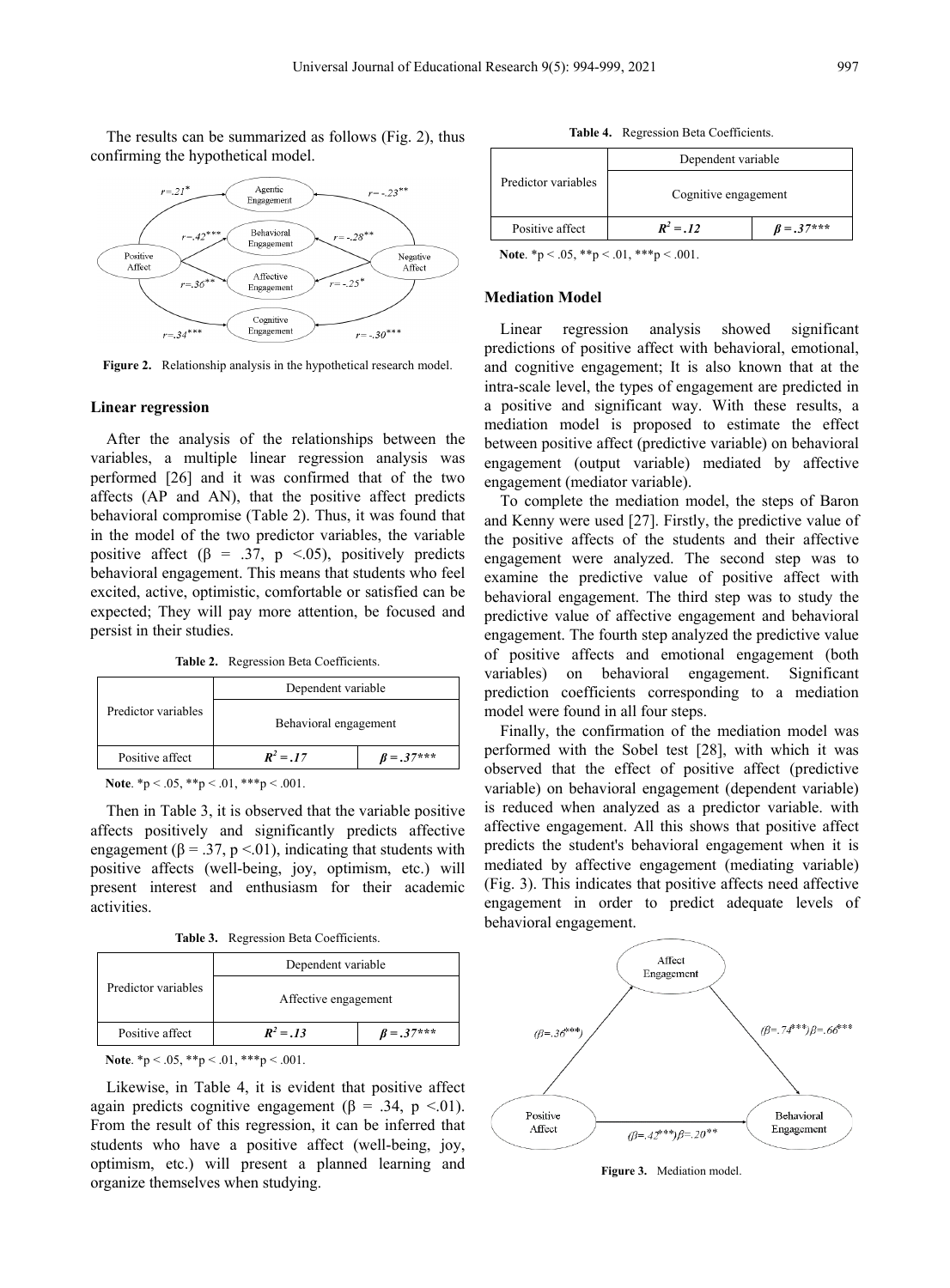The results can be summarized as follows (Fig. 2), thus confirming the hypothetical model.

Figure 2. Relationship analysis in the hypothetical research model.

### Linear regression

After the analysis of the relationships between the variables, a multiple linear regression analysis was performed [26] and it was confirmed that of the two affects (AP and AN), that the positive affect predicts behavioral compromise (Table 2). Thus, it was found that in the model of the two predictor variables, the variable positive affect (β = .37, $p < .05$), positively predicts behavioral engagement. This means that students who feel excited, active, optimistic, comfortable or satisfied can be expected; They will pay more attention, be focused and persist in their studies.

**Table 2.** Regression Beta Coefficients.

| Predictor variables | Dependent variable | |
|---|---|---|
| | Behavioral engagement | |
| Positive affect | ***$R^2$ = .17*** | ***β = .37\*\*\**** |

**Note**. *p < .05, **p < .01, ***p < .001.

Then in Table 3, it is observed that the variable positive affects positively and significantly predicts affective engagement (β = .37, $p < .01$), indicating that students with positive affects (well-being, joy, optimism, etc.) will present interest and enthusiasm for their academic activities.

**Table 3.** Regression Beta Coefficients.

| Predictor variables | Dependent variable | |
|---|---|---|
| | Affective engagement | |
| Positive affect | ***$R^2$ = .13*** | ***β = .37\*\*\**** |

**Note**. *p < .05, **p < .01, ***p < .001.

Likewise, in Table 4, it is evident that positive affect again predicts cognitive engagement (β = .34, $p < .01$). From the result of this regression, it can be inferred that students who have a positive affect (well-being, joy, optimism, etc.) will present a planned learning and organize themselves when studying.

**Table 4.** Regression Beta Coefficients.

| Predictor variables | Dependent variable | |
|---|---|---|
| | Cognitive engagement | |
| Positive affect | ***$R^2$ = .12*** | ***β = .37\*\*\**** |

**Note**. *p < .05, **p < .01, ***p < .001.

### Mediation Model

Linear regression analysis showed significant predictions of positive affect with behavioral, emotional, and cognitive engagement; It is also known that at the intra-scale level, the types of engagement are predicted in a positive and significant way. With these results, a mediation model is proposed to estimate the effect between positive affect (predictive variable) on behavioral engagement (output variable) mediated by affective engagement (mediator variable).

To complete the mediation model, the steps of Baron and Kenny were used [27]. Firstly, the predictive value of the positive affects of the students and their affective engagement were analyzed. The second step was to examine the predictive value of positive affect with behavioral engagement. The third step was to study the predictive value of affective engagement and behavioral engagement. The fourth step analyzed the predictive value of positive affects and emotional engagement (both variables) on behavioral engagement. Significant prediction coefficients corresponding to a mediation model were found in all four steps.

Finally, the confirmation of the mediation model was performed with the Sobel test [28], with which it was observed that the effect of positive affect (predictive variable) on behavioral engagement (dependent variable) is reduced when analyzed as a predictor variable. with affective engagement. All this shows that positive affect predicts the student's behavioral engagement when it is mediated by affective engagement (mediating variable) (Fig. 3). This indicates that positive affects need affective engagement in order to predict adequate levels of behavioral engagement.

Figure 3. Mediation model.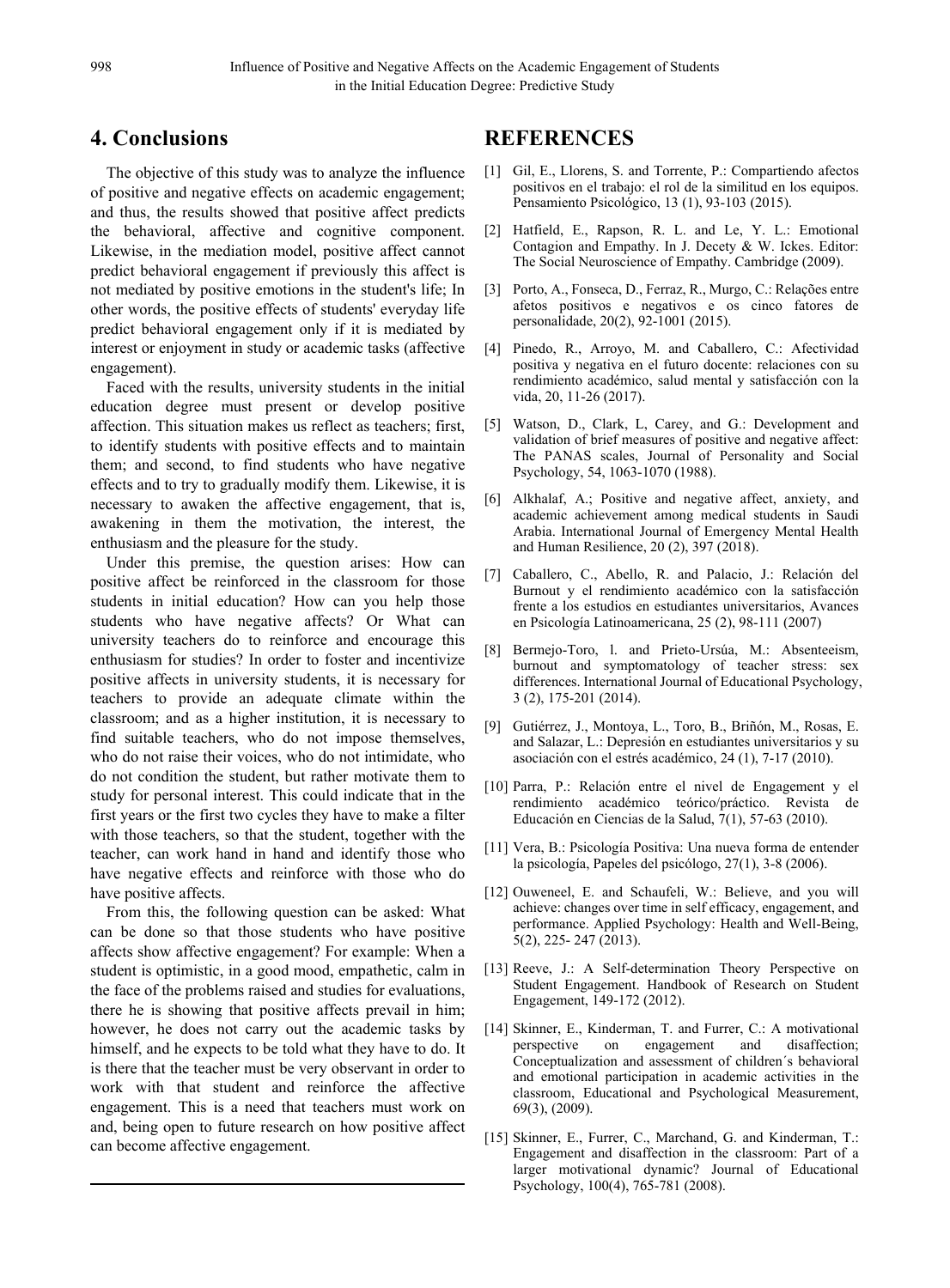## 4. Conclusions

The objective of this study was to analyze the influence of positive and negative effects on academic engagement; and thus, the results showed that positive affect predicts the behavioral, affective and cognitive component. Likewise, in the mediation model, positive affect cannot predict behavioral engagement if previously this affect is not mediated by positive emotions in the student's life; In other words, the positive effects of students' everyday life predict behavioral engagement only if it is mediated by interest or enjoyment in study or academic tasks (affective engagement).

Faced with the results, university students in the initial education degree must present or develop positive affection. This situation makes us reflect as teachers; first, to identify students with positive effects and to maintain them; and second, to find students who have negative effects and to try to gradually modify them. Likewise, it is necessary to awaken the affective engagement, that is, awakening in them the motivation, the interest, the enthusiasm and the pleasure for the study.

Under this premise, the question arises: How can positive affect be reinforced in the classroom for those students in initial education? How can you help those students who have negative affects? Or What can university teachers do to reinforce and encourage this enthusiasm for studies? In order to foster and incentivize positive affects in university students, it is necessary for teachers to provide an adequate climate within the classroom; and as a higher institution, it is necessary to find suitable teachers, who do not impose themselves, who do not raise their voices, who do not intimidate, who do not condition the student, but rather motivate them to study for personal interest. This could indicate that in the first years or the first two cycles they have to make a filter with those teachers, so that the student, together with the teacher, can work hand in hand and identify those who have negative effects and reinforce with those who do have positive affects.

From this, the following question can be asked: What can be done so that those students who have positive affects show affective engagement? For example: When a student is optimistic, in a good mood, empathetic, calm in the face of the problems raised and studies for evaluations, there he is showing that positive affects prevail in him; however, he does not carry out the academic tasks by himself, and he expects to be told what they have to do. It is there that the teacher must be very observant in order to work with that student and reinforce the affective engagement. This is a need that teachers must work on and, being open to future research on how positive affect can become affective engagement.

## REFERENCES

[1] Gil, E., Llorens, S. and Torrente, P.: Compartiendo afectos positivos en el trabajo: el rol de la similitud en los equipos. Pensamiento Psicológico, 13 (1), 93-103 (2015).

[2] Hatfield, E., Rapson, R. L. and Le, Y. L.: Emotional Contagion and Empathy. In J. Decety & W. Ickes. Editor: The Social Neuroscience of Empathy. Cambridge (2009).

[3] Porto, A., Fonseca, D., Ferraz, R., Murgo, C.: Relações entre afetos positivos e negativos e os cinco fatores de personalidade, 20(2), 92-1001 (2015).

[4] Pinedo, R., Arroyo, M. and Caballero, C.: Afectividad positiva y negativa en el futuro docente: relaciones con su rendimiento académico, salud mental y satisfacción con la vida, 20, 11-26 (2017).

[5] Watson, D., Clark, L, Carey, and G.: Development and validation of brief measures of positive and negative affect: The PANAS scales, Journal of Personality and Social Psychology, 54, 1063-1070 (1988).

[6] Alkhalaf, A.; Positive and negative affect, anxiety, and academic achievement among medical students in Saudi Arabia. International Journal of Emergency Mental Health and Human Resilience, 20 (2), 397 (2018).

[7] Caballero, C., Abello, R. and Palacio, J.: Relación del Burnout y el rendimiento académico con la satisfacción frente a los estudios en estudiantes universitarios, Avances en Psicología Latinoamericana, 25 (2), 98-111 (2007)

[8] Bermejo-Toro, l. and Prieto-Ursúa, M.: Absenteeism, burnout and symptomatology of teacher stress: sex differences. International Journal of Educational Psychology, 3 (2), 175-201 (2014).

[9] Gutiérrez, J., Montoya, L., Toro, B., Briñón, M., Rosas, E. and Salazar, L.: Depresión en estudiantes universitarios y su asociación con el estrés académico, 24 (1), 7-17 (2010).

[10] Parra, P.: Relación entre el nivel de Engagement y el rendimiento académico teórico/práctico. Revista de Educación en Ciencias de la Salud, 7(1), 57-63 (2010).

[11] Vera, B.: Psicología Positiva: Una nueva forma de entender la psicología, Papeles del psicólogo, 27(1), 3-8 (2006).

[12] Ouweneel, E. and Schaufeli, W.: Believe, and you will achieve: changes over time in self efficacy, engagement, and performance. Applied Psychology: Health and Well-Being, 5(2), 225- 247 (2013).

[13] Reeve, J.: A Self-determination Theory Perspective on Student Engagement. Handbook of Research on Student Engagement, 149-172 (2012).

[14] Skinner, E., Kinderman, T. and Furrer, C.: A motivational perspective on engagement and disaffection; Conceptualization and assessment of children´s behavioral and emotional participation in academic activities in the classroom, Educational and Psychological Measurement, 69(3), (2009).

[15] Skinner, E., Furrer, C., Marchand, G. and Kinderman, T.: Engagement and disaffection in the classroom: Part of a larger motivational dynamic? Journal of Educational Psychology, 100(4), 765-781 (2008).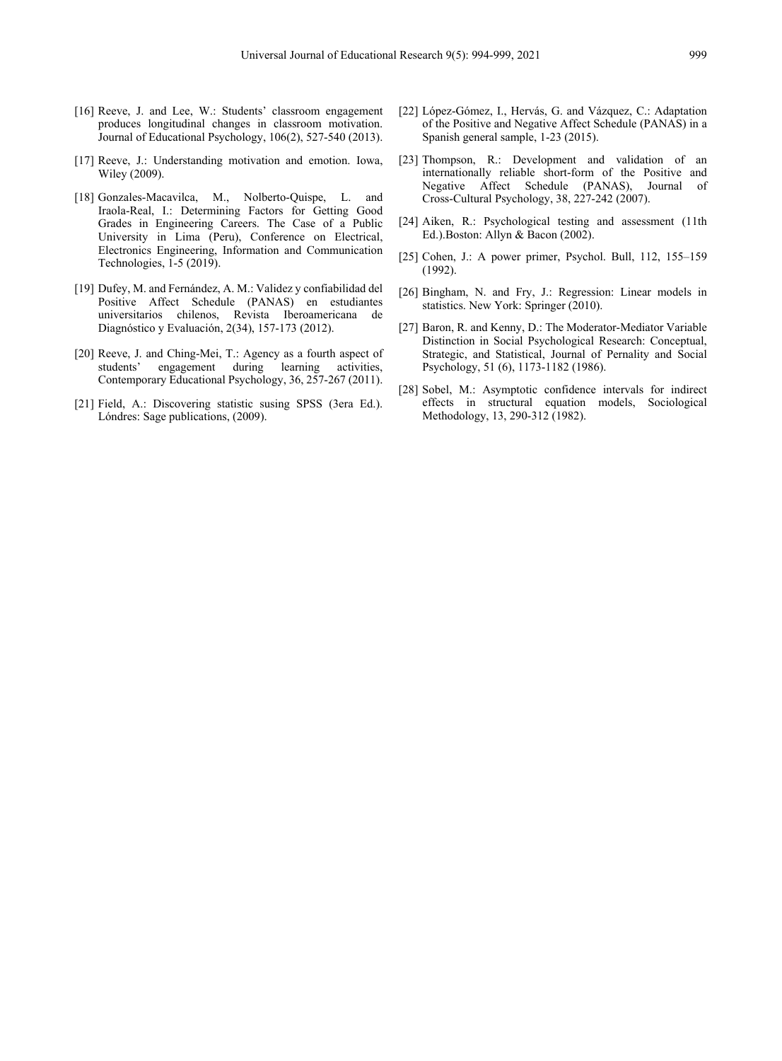[16] Reeve, J. and Lee, W.: Students' classroom engagement produces longitudinal changes in classroom motivation. Journal of Educational Psychology, 106(2), 527-540 (2013).

[17] Reeve, J.: Understanding motivation and emotion. Iowa, Wiley (2009).

[18] Gonzales-Macavilca, M., Nolberto-Quispe, L. and Iraola-Real, I.: Determining Factors for Getting Good Grades in Engineering Careers. The Case of a Public University in Lima (Peru), Conference on Electrical, Electronics Engineering, Information and Communication Technologies, 1-5 (2019).

[19] Dufey, M. and Fernández, A. M.: Validez y confiabilidad del Positive Affect Schedule (PANAS) en estudiantes universitarios chilenos, Revista Iberoamericana de Diagnóstico y Evaluación, 2(34), 157-173 (2012).

[20] Reeve, J. and Ching-Mei, T.: Agency as a fourth aspect of students' engagement during learning activities, Contemporary Educational Psychology, 36, 257-267 (2011).

[21] Field, A.: Discovering statistic susing SPSS (3era Ed.). Lóndres: Sage publications, (2009).

[22] López-Gómez, I., Hervás, G. and Vázquez, C.: Adaptation of the Positive and Negative Affect Schedule (PANAS) in a Spanish general sample, 1-23 (2015).

[23] Thompson, R.: Development and validation of an internationally reliable short-form of the Positive and Negative Affect Schedule (PANAS), Journal of Cross-Cultural Psychology, 38, 227-242 (2007).

[24] Aiken, R.: Psychological testing and assessment (11th Ed.).Boston: Allyn & Bacon (2002).

[25] Cohen, J.: A power primer, Psychol. Bull, 112, 155–159 (1992).

[26] Bingham, N. and Fry, J.: Regression: Linear models in statistics. New York: Springer (2010).

[27] Baron, R. and Kenny, D.: The Moderator-Mediator Variable Distinction in Social Psychological Research: Conceptual, Strategic, and Statistical, Journal of Pernality and Social Psychology, 51 (6), 1173-1182 (1986).

[28] Sobel, M.: Asymptotic confidence intervals for indirect effects in structural equation models, Sociological Methodology, 13, 290-312 (1982).